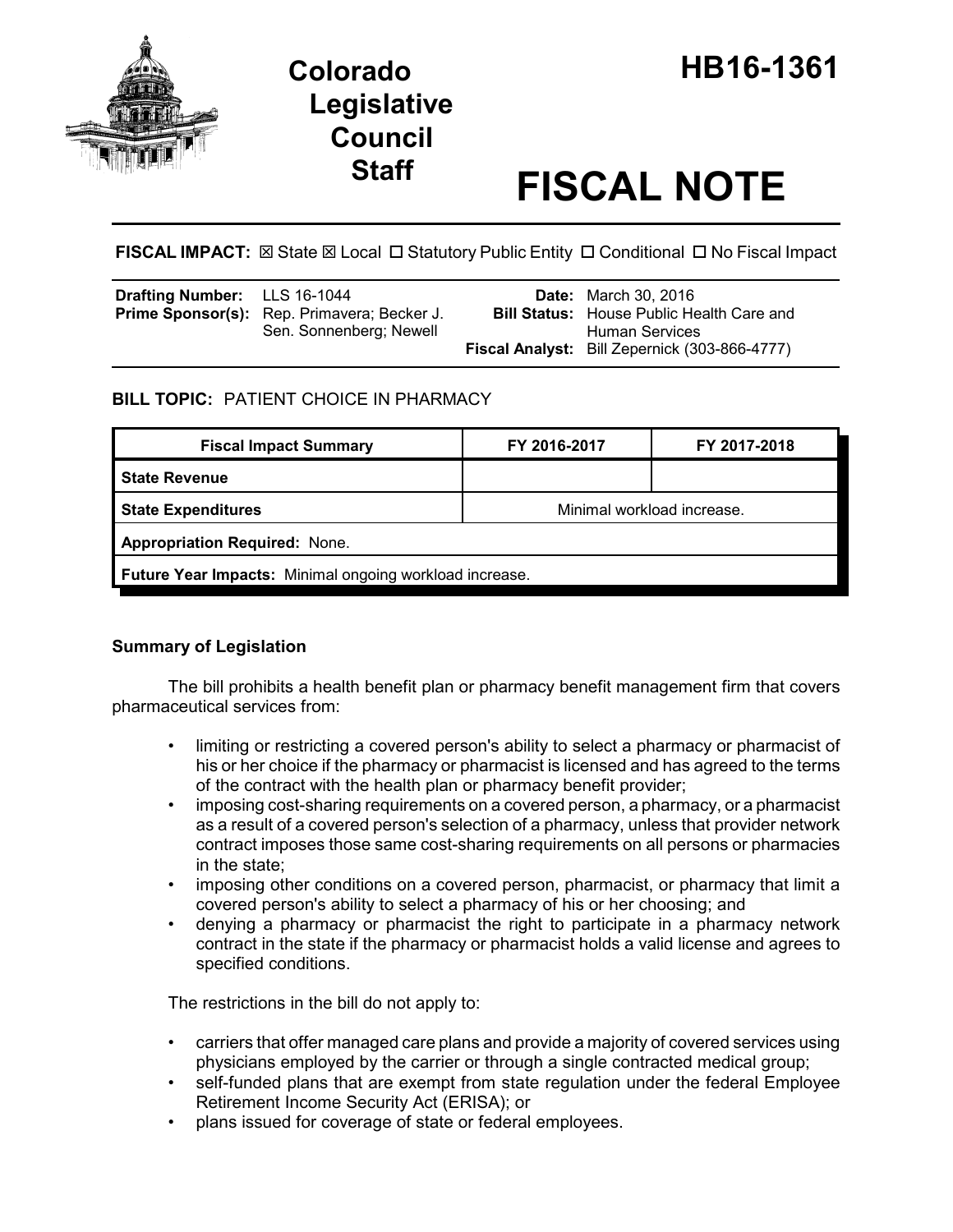# Colorado Legislative Council Staff

# HB16-1361

# FISCAL NOTE

**FISCAL IMPACT:** ☒ State ☒ Local ☐ Statutory Public Entity ☐ Conditional ☐ No Fiscal Impact

| | | | |
|---|---|---|---|
| **Drafting Number:** | LLS 16-1044 | **Date:** | March 30, 2016 |
| **Prime Sponsor(s):** | Rep. Primavera; Becker J. Sen. Sonnenberg; Newell | **Bill Status:** | House Public Health Care and Human Services |
| | | **Fiscal Analyst:** | Bill Zepernick (303-866-4777) |

## BILL TOPIC: PATIENT CHOICE IN PHARMACY

| Fiscal Impact Summary | FY 2016-2017 | FY 2017-2018 |
|---|---|---|
| **State Revenue** | | |
| **State Expenditures** | Minimal workload increase. | |
| **Appropriation Required:** None. | | |
| **Future Year Impacts:** Minimal ongoing workload increase. | | |

### Summary of Legislation

The bill prohibits a health benefit plan or pharmacy benefit management firm that covers pharmaceutical services from:

- limiting or restricting a covered person's ability to select a pharmacy or pharmacist of his or her choice if the pharmacy or pharmacist is licensed and has agreed to the terms of the contract with the health plan or pharmacy benefit provider;
- imposing cost-sharing requirements on a covered person, a pharmacy, or a pharmacist as a result of a covered person's selection of a pharmacy, unless that provider network contract imposes those same cost-sharing requirements on all persons or pharmacies in the state;
- imposing other conditions on a covered person, pharmacist, or pharmacy that limit a covered person's ability to select a pharmacy of his or her choosing; and
- denying a pharmacy or pharmacist the right to participate in a pharmacy network contract in the state if the pharmacy or pharmacist holds a valid license and agrees to specified conditions.

The restrictions in the bill do not apply to:

- carriers that offer managed care plans and provide a majority of covered services using physicians employed by the carrier or through a single contracted medical group;
- self-funded plans that are exempt from state regulation under the federal Employee Retirement Income Security Act (ERISA); or
- plans issued for coverage of state or federal employees.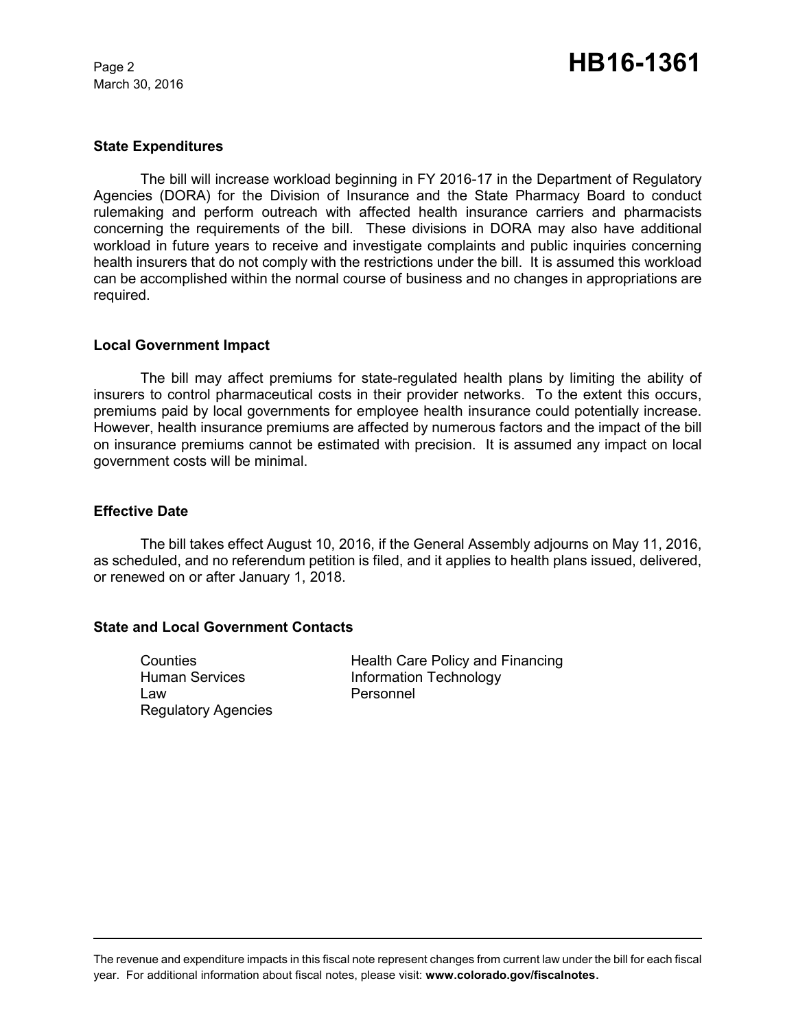## State Expenditures

The bill will increase workload beginning in FY 2016-17 in the Department of Regulatory Agencies (DORA) for the Division of Insurance and the State Pharmacy Board to conduct rulemaking and perform outreach with affected health insurance carriers and pharmacists concerning the requirements of the bill. These divisions in DORA may also have additional workload in future years to receive and investigate complaints and public inquiries concerning health insurers that do not comply with the restrictions under the bill. It is assumed this workload can be accomplished within the normal course of business and no changes in appropriations are required.

## Local Government Impact

The bill may affect premiums for state-regulated health plans by limiting the ability of insurers to control pharmaceutical costs in their provider networks. To the extent this occurs, premiums paid by local governments for employee health insurance could potentially increase. However, health insurance premiums are affected by numerous factors and the impact of the bill on insurance premiums cannot be estimated with precision. It is assumed any impact on local government costs will be minimal.

## Effective Date

The bill takes effect August 10, 2016, if the General Assembly adjourns on May 11, 2016, as scheduled, and no referendum petition is filed, and it applies to health plans issued, delivered, or renewed on or after January 1, 2018.

## State and Local Government Contacts

| | |
|---|---|
| Counties | Health Care Policy and Financing |
| Human Services | Information Technology |
| Law | Personnel |
| Regulatory Agencies | |

The revenue and expenditure impacts in this fiscal note represent changes from current law under the bill for each fiscal year. For additional information about fiscal notes, please visit: **www.colorado.gov/fiscalnotes.**